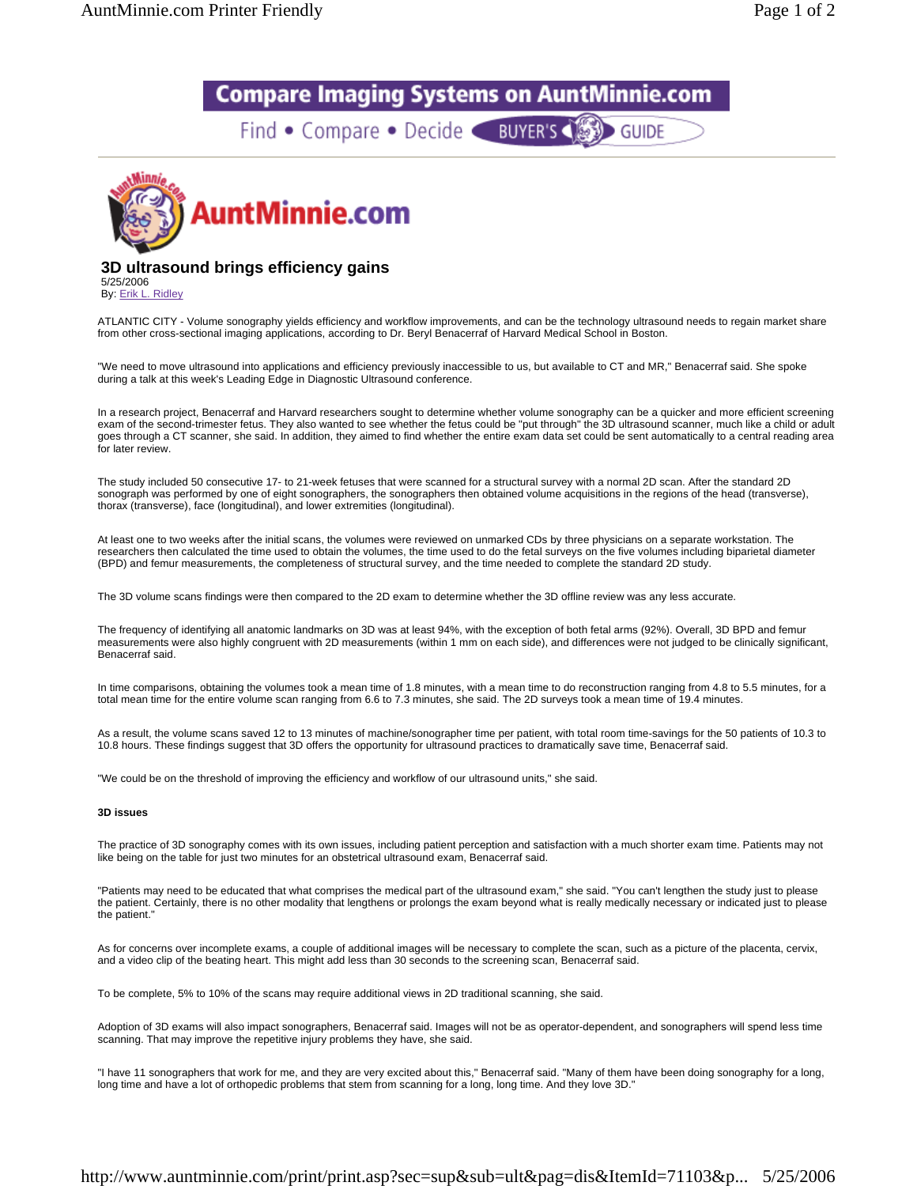# 3D ultrasound brings efficiency gains

5/25/2006

By: Erik L. Ridley

ATLANTIC CITY - Volume sonography yields efficiency and workflow improvements, and can be the technology ultrasound needs to regain market share from other cross-sectional imaging applications, according to Dr. Beryl Benacerraf of Harvard Medical School in Boston.

"We need to move ultrasound into applications and efficiency previously inaccessible to us, but available to CT and MR," Benacerraf said. She spoke during a talk at this week's Leading Edge in Diagnostic Ultrasound conference.

In a research project, Benacerraf and Harvard researchers sought to determine whether volume sonography can be a quicker and more efficient screening exam of the second-trimester fetus. They also wanted to see whether the fetus could be "put through" the 3D ultrasound scanner, much like a child or adult goes through a CT scanner, she said. In addition, they aimed to find whether the entire exam data set could be sent automatically to a central reading area for later review.

The study included 50 consecutive 17- to 21-week fetuses that were scanned for a structural survey with a normal 2D scan. After the standard 2D sonograph was performed by one of eight sonographers, the sonographers then obtained volume acquisitions in the regions of the head (transverse), thorax (transverse), face (longitudinal), and lower extremities (longitudinal).

At least one to two weeks after the initial scans, the volumes were reviewed on unmarked CDs by three physicians on a separate workstation. The researchers then calculated the time used to obtain the volumes, the time used to do the fetal surveys on the five volumes including biparietal diameter (BPD) and femur measurements, the completeness of structural survey, and the time needed to complete the standard 2D study.

The 3D volume scans findings were then compared to the 2D exam to determine whether the 3D offline review was any less accurate.

The frequency of identifying all anatomic landmarks on 3D was at least 94%, with the exception of both fetal arms (92%). Overall, 3D BPD and femur measurements were also highly congruent with 2D measurements (within 1 mm on each side), and differences were not judged to be clinically significant, Benacerraf said.

In time comparisons, obtaining the volumes took a mean time of 1.8 minutes, with a mean time to do reconstruction ranging from 4.8 to 5.5 minutes, for a total mean time for the entire volume scan ranging from 6.6 to 7.3 minutes, she said. The 2D surveys took a mean time of 19.4 minutes.

As a result, the volume scans saved 12 to 13 minutes of machine/sonographer time per patient, with total room time-savings for the 50 patients of 10.3 to 10.8 hours. These findings suggest that 3D offers the opportunity for ultrasound practices to dramatically save time, Benacerraf said.

"We could be on the threshold of improving the efficiency and workflow of our ultrasound units," she said.

**3D issues**

The practice of 3D sonography comes with its own issues, including patient perception and satisfaction with a much shorter exam time. Patients may not like being on the table for just two minutes for an obstetrical ultrasound exam, Benacerraf said.

"Patients may need to be educated that what comprises the medical part of the ultrasound exam," she said. "You can't lengthen the study just to please the patient. Certainly, there is no other modality that lengthens or prolongs the exam beyond what is really medically necessary or indicated just to please the patient."

As for concerns over incomplete exams, a couple of additional images will be necessary to complete the scan, such as a picture of the placenta, cervix, and a video clip of the beating heart. This might add less than 30 seconds to the screening scan, Benacerraf said.

To be complete, 5% to 10% of the scans may require additional views in 2D traditional scanning, she said.

Adoption of 3D exams will also impact sonographers, Benacerraf said. Images will not be as operator-dependent, and sonographers will spend less time scanning. That may improve the repetitive injury problems they have, she said.

"I have 11 sonographers that work for me, and they are very excited about this," Benacerraf said. "Many of them have been doing sonography for a long, long time and have a lot of orthopedic problems that stem from scanning for a long, long time. And they love 3D."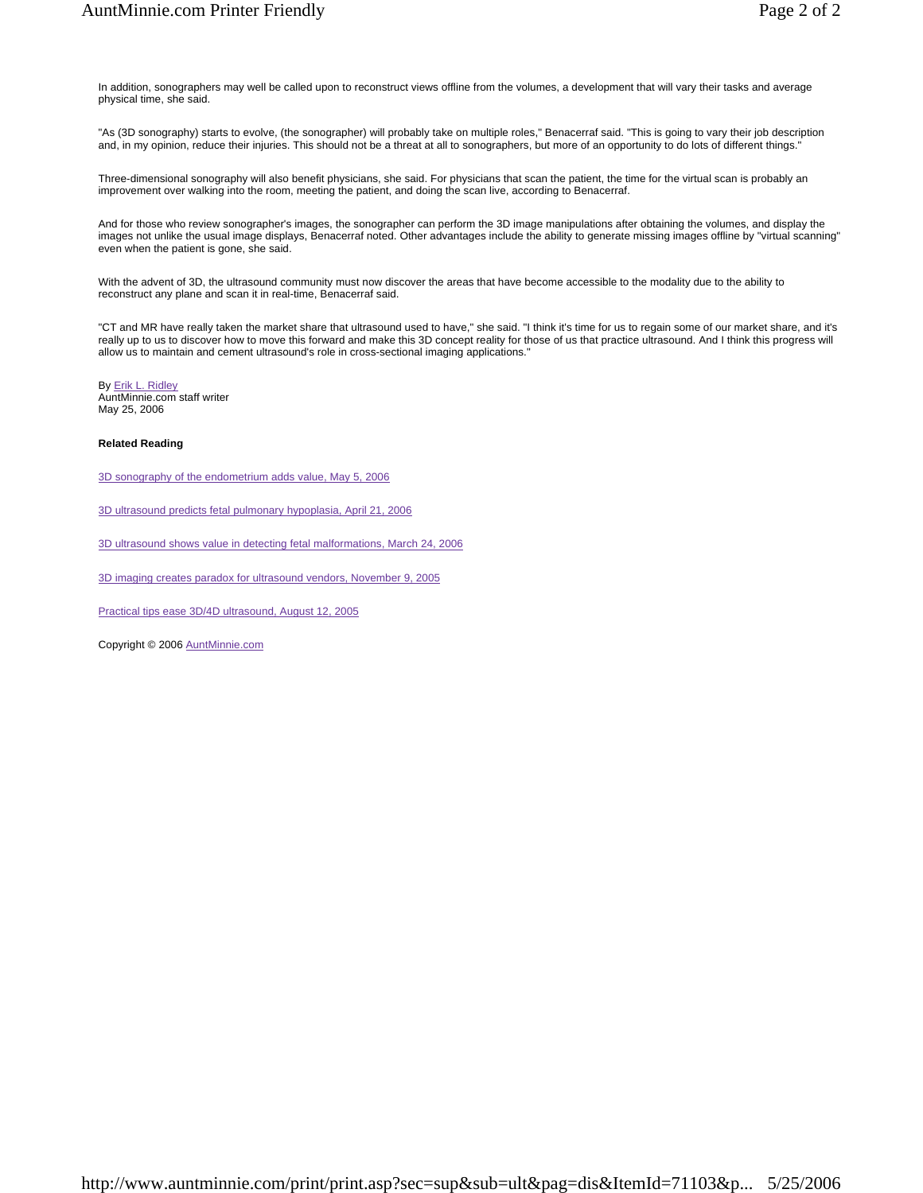In addition, sonographers may well be called upon to reconstruct views offline from the volumes, a development that will vary their tasks and average physical time, she said.

"As (3D sonography) starts to evolve, (the sonographer) will probably take on multiple roles," Benacerraf said. "This is going to vary their job description and, in my opinion, reduce their injuries. This should not be a threat at all to sonographers, but more of an opportunity to do lots of different things."

Three-dimensional sonography will also benefit physicians, she said. For physicians that scan the patient, the time for the virtual scan is probably an improvement over walking into the room, meeting the patient, and doing the scan live, according to Benacerraf.

And for those who review sonographer's images, the sonographer can perform the 3D image manipulations after obtaining the volumes, and display the images not unlike the usual image displays, Benacerraf noted. Other advantages include the ability to generate missing images offline by "virtual scanning" even when the patient is gone, she said.

With the advent of 3D, the ultrasound community must now discover the areas that have become accessible to the modality due to the ability to reconstruct any plane and scan it in real-time, Benacerraf said.

"CT and MR have really taken the market share that ultrasound used to have," she said. "I think it's time for us to regain some of our market share, and it's really up to us to discover how to move this forward and make this 3D concept reality for those of us that practice ultrasound. And I think this progress will allow us to maintain and cement ultrasound's role in cross-sectional imaging applications."

By Erik L. Ridley
AuntMinnie.com staff writer
May 25, 2006

**Related Reading**

3D sonography of the endometrium adds value, May 5, 2006

3D ultrasound predicts fetal pulmonary hypoplasia, April 21, 2006

3D ultrasound shows value in detecting fetal malformations, March 24, 2006

3D imaging creates paradox for ultrasound vendors, November 9, 2005

Practical tips ease 3D/4D ultrasound, August 12, 2005

Copyright © 2006 AuntMinnie.com